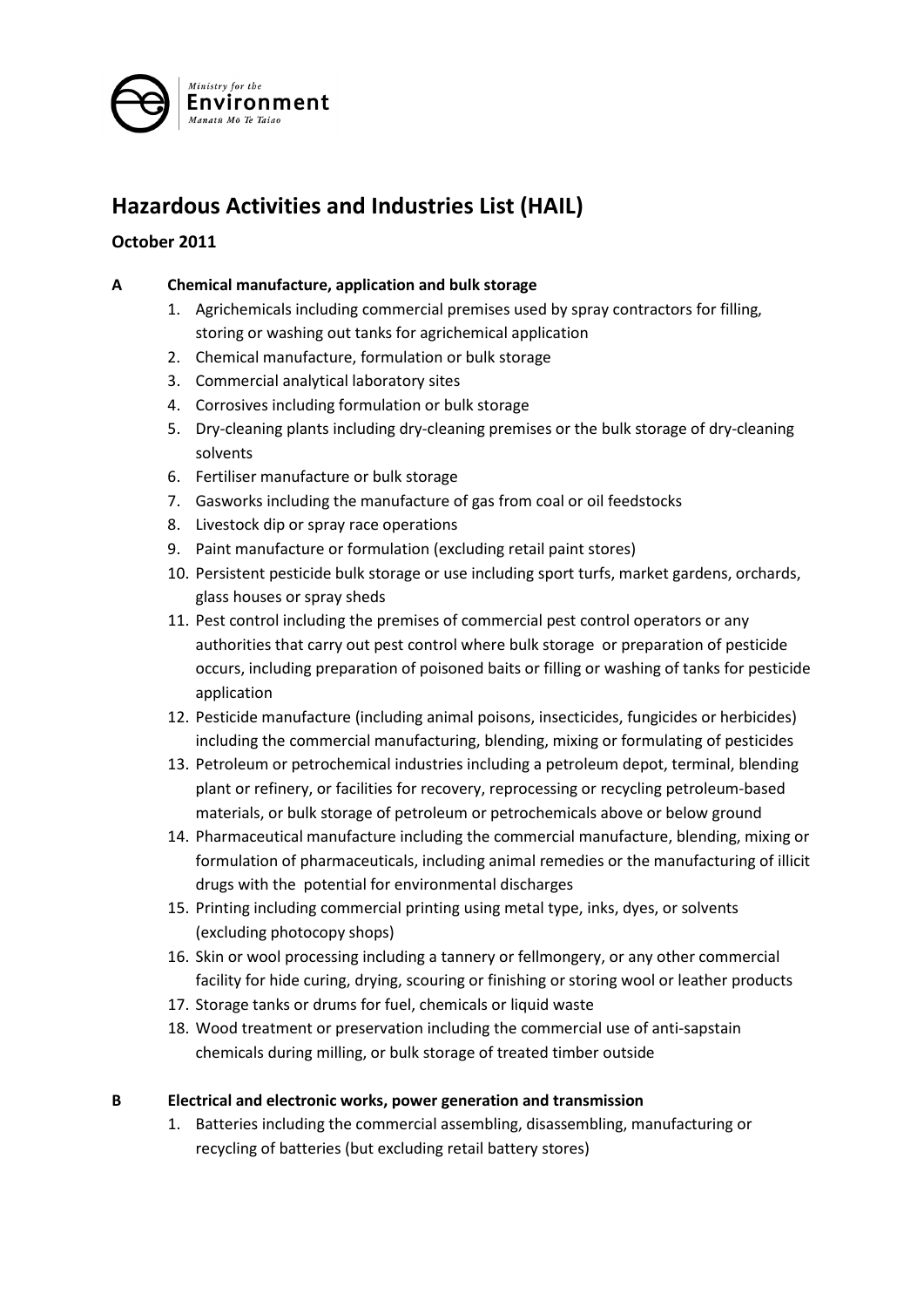Ministry for the
Environment
Manatū Mō Te Taiao

# Hazardous Activities and Industries List (HAIL)

**October 2011**

**A Chemical manufacture, application and bulk storage**

1. Agrichemicals including commercial premises used by spray contractors for filling, storing or washing out tanks for agrichemical application
2. Chemical manufacture, formulation or bulk storage
3. Commercial analytical laboratory sites
4. Corrosives including formulation or bulk storage
5. Dry-cleaning plants including dry-cleaning premises or the bulk storage of dry-cleaning solvents
6. Fertiliser manufacture or bulk storage
7. Gasworks including the manufacture of gas from coal or oil feedstocks
8. Livestock dip or spray race operations
9. Paint manufacture or formulation (excluding retail paint stores)
10. Persistent pesticide bulk storage or use including sport turfs, market gardens, orchards, glass houses or spray sheds
11. Pest control including the premises of commercial pest control operators or any authorities that carry out pest control where bulk storage or preparation of pesticide occurs, including preparation of poisoned baits or filling or washing of tanks for pesticide application
12. Pesticide manufacture (including animal poisons, insecticides, fungicides or herbicides) including the commercial manufacturing, blending, mixing or formulating of pesticides
13. Petroleum or petrochemical industries including a petroleum depot, terminal, blending plant or refinery, or facilities for recovery, reprocessing or recycling petroleum-based materials, or bulk storage of petroleum or petrochemicals above or below ground
14. Pharmaceutical manufacture including the commercial manufacture, blending, mixing or formulation of pharmaceuticals, including animal remedies or the manufacturing of illicit drugs with the potential for environmental discharges
15. Printing including commercial printing using metal type, inks, dyes, or solvents (excluding photocopy shops)
16. Skin or wool processing including a tannery or fellmongery, or any other commercial facility for hide curing, drying, scouring or finishing or storing wool or leather products
17. Storage tanks or drums for fuel, chemicals or liquid waste
18. Wood treatment or preservation including the commercial use of anti-sapstain chemicals during milling, or bulk storage of treated timber outside

**B Electrical and electronic works, power generation and transmission**

1. Batteries including the commercial assembling, disassembling, manufacturing or recycling of batteries (but excluding retail battery stores)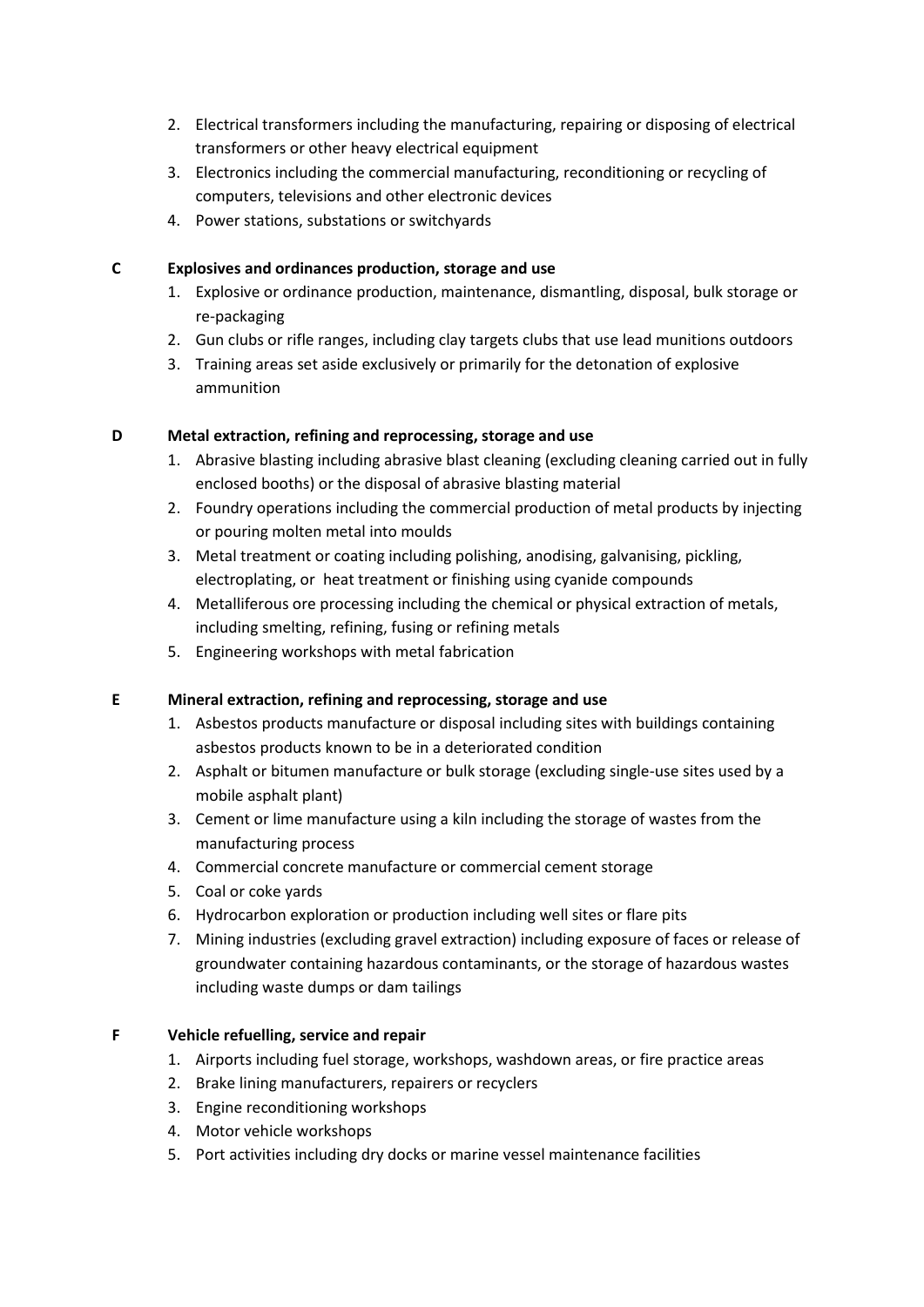2. Electrical transformers including the manufacturing, repairing or disposing of electrical transformers or other heavy electrical equipment
3. Electronics including the commercial manufacturing, reconditioning or recycling of computers, televisions and other electronic devices
4. Power stations, substations or switchyards

**C Explosives and ordinances production, storage and use**

1. Explosive or ordinance production, maintenance, dismantling, disposal, bulk storage or re-packaging
2. Gun clubs or rifle ranges, including clay targets clubs that use lead munitions outdoors
3. Training areas set aside exclusively or primarily for the detonation of explosive ammunition

**D Metal extraction, refining and reprocessing, storage and use**

1. Abrasive blasting including abrasive blast cleaning (excluding cleaning carried out in fully enclosed booths) or the disposal of abrasive blasting material
2. Foundry operations including the commercial production of metal products by injecting or pouring molten metal into moulds
3. Metal treatment or coating including polishing, anodising, galvanising, pickling, electroplating, or heat treatment or finishing using cyanide compounds
4. Metalliferous ore processing including the chemical or physical extraction of metals, including smelting, refining, fusing or refining metals
5. Engineering workshops with metal fabrication

**E Mineral extraction, refining and reprocessing, storage and use**

1. Asbestos products manufacture or disposal including sites with buildings containing asbestos products known to be in a deteriorated condition
2. Asphalt or bitumen manufacture or bulk storage (excluding single-use sites used by a mobile asphalt plant)
3. Cement or lime manufacture using a kiln including the storage of wastes from the manufacturing process
4. Commercial concrete manufacture or commercial cement storage
5. Coal or coke yards
6. Hydrocarbon exploration or production including well sites or flare pits
7. Mining industries (excluding gravel extraction) including exposure of faces or release of groundwater containing hazardous contaminants, or the storage of hazardous wastes including waste dumps or dam tailings

**F Vehicle refuelling, service and repair**

1. Airports including fuel storage, workshops, washdown areas, or fire practice areas
2. Brake lining manufacturers, repairers or recyclers
3. Engine reconditioning workshops
4. Motor vehicle workshops
5. Port activities including dry docks or marine vessel maintenance facilities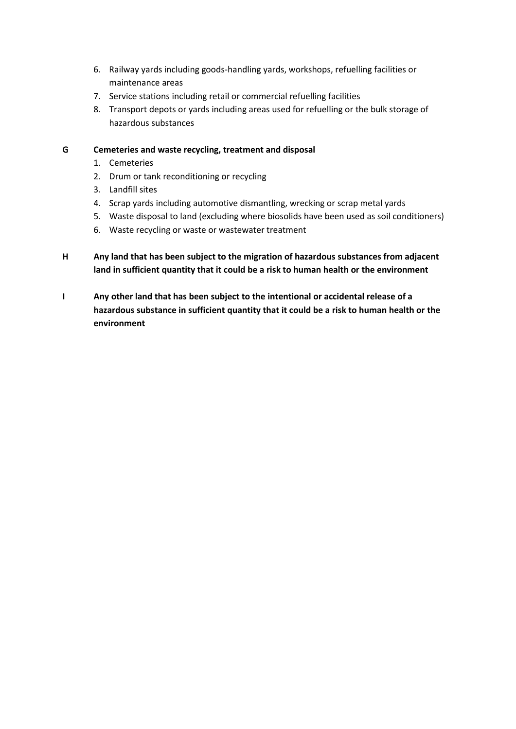6. Railway yards including goods-handling yards, workshops, refuelling facilities or maintenance areas
7. Service stations including retail or commercial refuelling facilities
8. Transport depots or yards including areas used for refuelling or the bulk storage of hazardous substances

**G Cemeteries and waste recycling, treatment and disposal**

1. Cemeteries
2. Drum or tank reconditioning or recycling
3. Landfill sites
4. Scrap yards including automotive dismantling, wrecking or scrap metal yards
5. Waste disposal to land (excluding where biosolids have been used as soil conditioners)
6. Waste recycling or waste or wastewater treatment

**H Any land that has been subject to the migration of hazardous substances from adjacent land in sufficient quantity that it could be a risk to human health or the environment**

**I Any other land that has been subject to the intentional or accidental release of a hazardous substance in sufficient quantity that it could be a risk to human health or the environment**